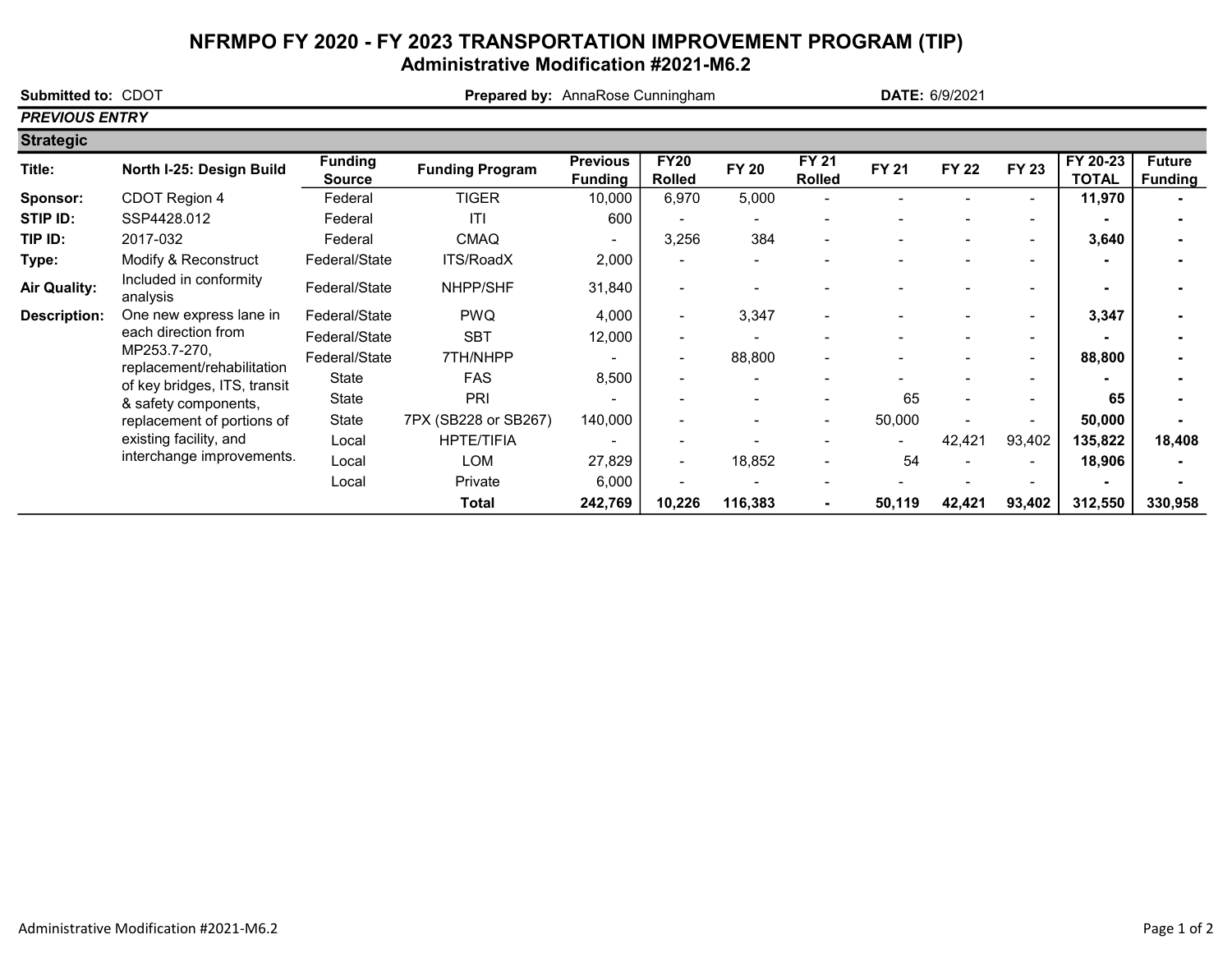# NFRMPO FY 2020 - FY 2023 TRANSPORTATION IMPROVEMENT PROGRAM (TIP)

## Administrative Modification #2021-M6.2

**Submitted to:** CDOT **Prepared by:** AnnaRose Cunningham **DATE:** 6/9/2021

***PREVIOUS ENTRY***

**Strategic**

| Title: | North I-25: Design Build | Funding Source | Funding Program | Previous Funding | FY20 Rolled | FY 20 | FY 21 Rolled | FY 21 | FY 22 | FY 23 | FY 20-23 TOTAL | Future Funding |
|---|---|---|---|---|---|---|---|---|---|---|---|---|
| **Sponsor:** | CDOT Region 4 | Federal | TIGER | 10,000 | 6,970 | 5,000 | - | - | - | - | **11,970** | **-** |
| **STIP ID:** | SSP4428.012 | Federal | ITI | 600 | - | - | - | - | - | - | **-** | **-** |
| **TIP ID:** | 2017-032 | Federal | CMAQ | - | 3,256 | 384 | - | - | - | - | **3,640** | **-** |
| **Type:** | Modify & Reconstruct | Federal/State | ITS/RoadX | 2,000 | - | - | - | - | - | - | **-** | **-** |
| **Air Quality:** | Included in conformity analysis | Federal/State | NHPP/SHF | 31,840 | - | - | - | - | - | - | **-** | **-** |
| **Description:** | One new express lane in each direction from MP253.7-270, replacement/rehabilitation of key bridges, ITS, transit & safety components, replacement of portions of existing facility, and interchange improvements. | Federal/State | PWQ | 4,000 | - | 3,347 | - | - | - | - | **3,347** | **-** |
| | | Federal/State | SBT | 12,000 | - | - | - | - | - | - | **-** | **-** |
| | | Federal/State | 7TH/NHPP | - | - | 88,800 | - | - | - | - | **88,800** | **-** |
| | | State | FAS | 8,500 | - | - | - | - | - | - | **-** | **-** |
| | | State | PRI | - | - | - | - | 65 | - | - | **65** | **-** |
| | | State | 7PX (SB228 or SB267) | 140,000 | - | - | - | 50,000 | - | - | **50,000** | **-** |
| | | Local | HPTE/TIFIA | - | - | - | - | - | 42,421 | 93,402 | **135,822** | **18,408** |
| | | Local | LOM | 27,829 | - | 18,852 | - | 54 | - | - | **18,906** | **-** |
| | | Local | Private | 6,000 | - | - | - | - | - | - | **-** | **-** |
| | | | **Total** | **242,769** | **10,226** | **116,383** | **-** | **50,119** | **42,421** | **93,402** | **312,550** | **330,958** |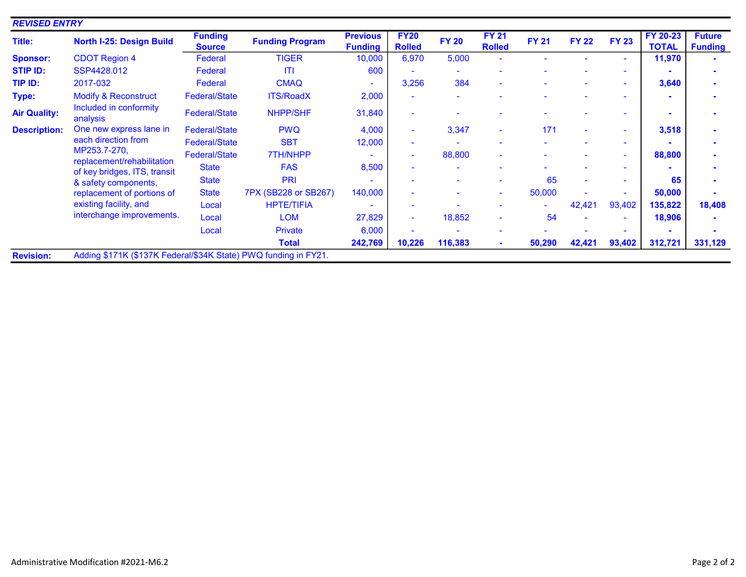***REVISED ENTRY***

| Title: | North I-25: Design Build | Funding Source | Funding Program | Previous Funding | FY20 Rolled | FY 20 | FY 21 Rolled | FY 21 | FY 22 | FY 23 | FY 20-23 TOTAL | Future Funding |
|---|---|---|---|---|---|---|---|---|---|---|---|---|
| **Sponsor:** | CDOT Region 4 | Federal | TIGER | 10,000 | 6,970 | 5,000 | - | - | - | - | **11,970** | - |
| **STIP ID:** | SSP4428.012 | Federal | ITI | 600 | - | - | - | - | - | - | - | - |
| **TIP ID:** | 2017-032 | Federal | CMAQ | - | 3,256 | 384 | - | - | - | - | **3,640** | - |
| **Type:** | Modify & Reconstruct | Federal/State | ITS/RoadX | 2,000 | - | - | - | - | - | - | - | - |
| **Air Quality:** | Included in conformity analysis | Federal/State | NHPP/SHF | 31,840 | - | - | - | - | - | - | - | - |
| **Description:** | One new express lane in each direction from MP253.7-270, replacement/rehabilitation of key bridges, ITS, transit & safety components, replacement of portions of existing facility, and interchange improvements. | Federal/State | PWQ | 4,000 | - | 3,347 | - | 171 | - | - | **3,518** | - |
| | | Federal/State | SBT | 12,000 | - | - | - | - | - | - | - | - |
| | | Federal/State | 7TH/NHPP | - | - | 88,800 | - | - | - | - | **88,800** | - |
| | | State | FAS | 8,500 | - | - | - | - | - | - | - | - |
| | | State | PRI | - | - | - | - | 65 | - | - | **65** | - |
| | | State | 7PX (SB228 or SB267) | 140,000 | - | - | - | 50,000 | - | - | **50,000** | - |
| | | Local | HPTE/TIFIA | - | - | - | - | - | 42,421 | 93,402 | **135,822** | **18,408** |
| | | Local | LOM | 27,829 | - | 18,852 | - | 54 | - | - | **18,906** | - |
| | | Local | Private | 6,000 | - | - | - | - | - | - | - | - |
| | | | **Total** | **242,769** | **10,226** | **116,383** | **-** | **50,290** | **42,421** | **93,402** | **312,721** | **331,129** |
| **Revision:** | Adding $171K ($137K Federal/$34K State) PWQ funding in FY21. | | | | | | | | | | | |

Administrative Modification #2021-M6.2